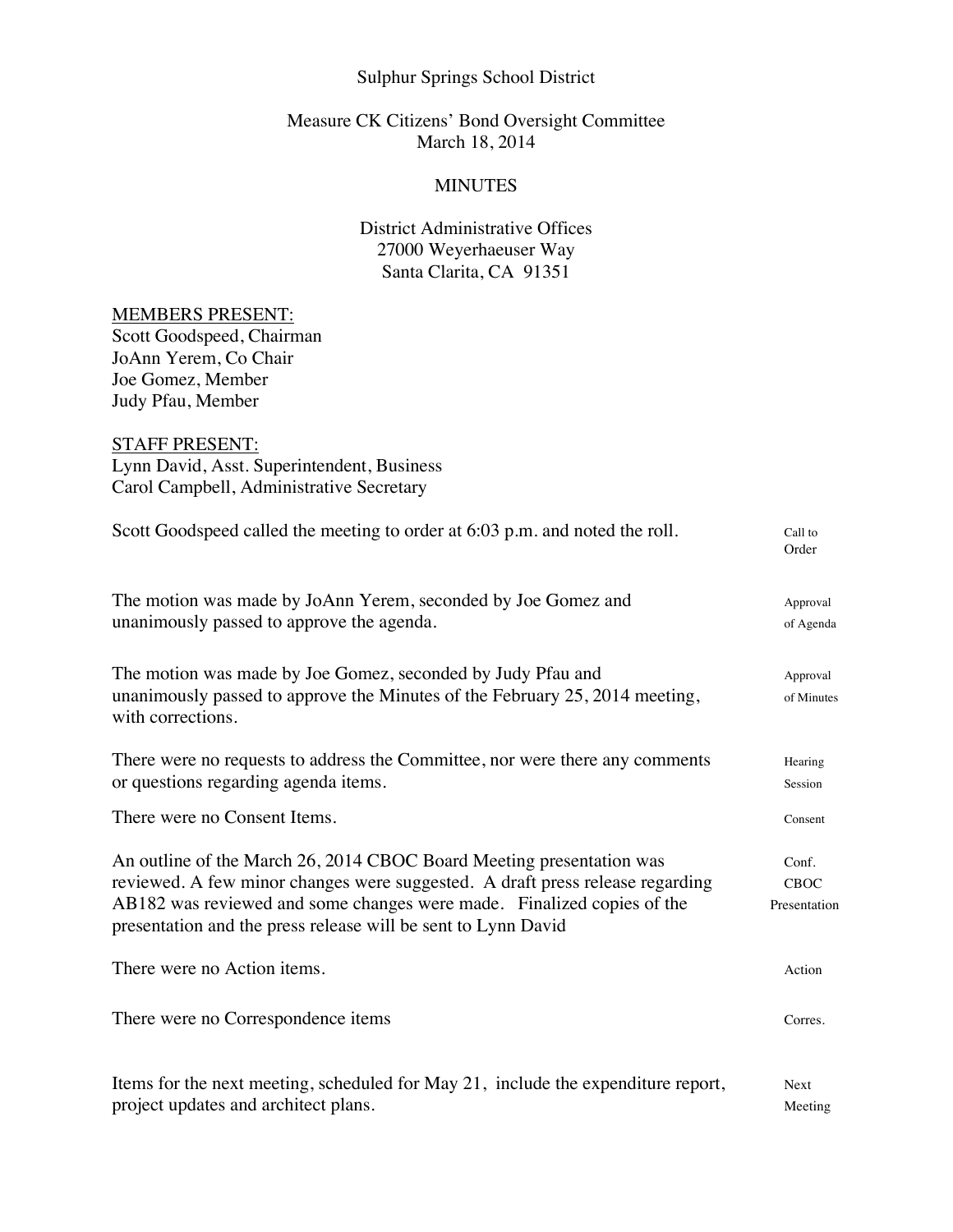Sulphur Springs School District

Measure CK Citizens' Bond Oversight Committee
March 18, 2014

# MINUTES

District Administrative Offices
27000 Weyerhaeuser Way
Santa Clarita, CA 91351

MEMBERS PRESENT:
Scott Goodspeed, Chairman
JoAnn Yerem, Co Chair
Joe Gomez, Member
Judy Pfau, Member

STAFF PRESENT:
Lynn David, Asst. Superintendent, Business
Carol Campbell, Administrative Secretary

| | |
|---|---|
| Scott Goodspeed called the meeting to order at 6:03 p.m. and noted the roll. | Call to Order |
| The motion was made by JoAnn Yerem, seconded by Joe Gomez and unanimously passed to approve the agenda. | Approval of Agenda |
| The motion was made by Joe Gomez, seconded by Judy Pfau and unanimously passed to approve the Minutes of the February 25, 2014 meeting, with corrections. | Approval of Minutes |
| There were no requests to address the Committee, nor were there any comments or questions regarding agenda items. | Hearing Session |
| There were no Consent Items. | Consent |
| An outline of the March 26, 2014 CBOC Board Meeting presentation was reviewed. A few minor changes were suggested. A draft press release regarding AB182 was reviewed and some changes were made. Finalized copies of the presentation and the press release will be sent to Lynn David | Conf. CBOC Presentation |
| There were no Action items. | Action |
| There were no Correspondence items | Corres. |
| Items for the next meeting, scheduled for May 21, include the expenditure report, project updates and architect plans. | Next Meeting |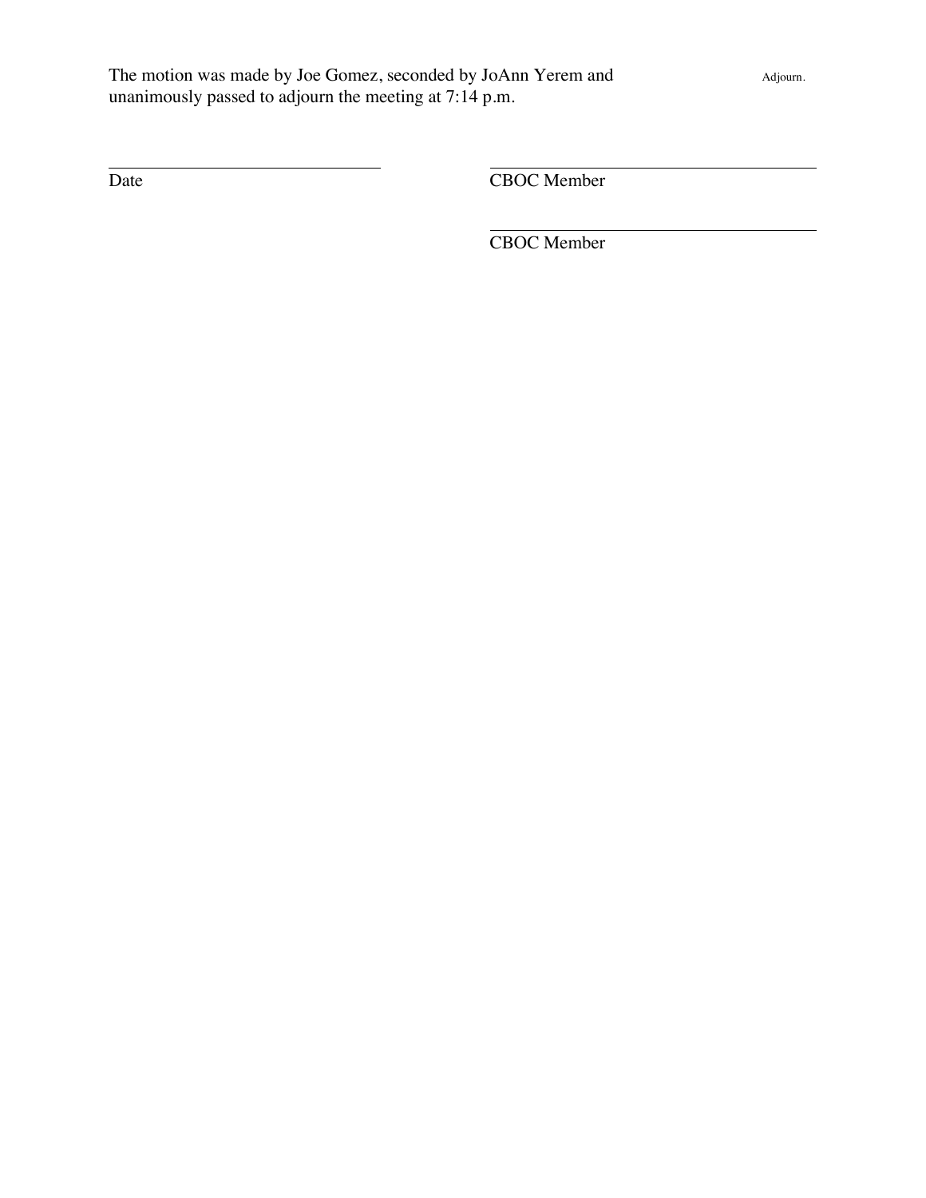The motion was made by Joe Gomez, seconded by JoAnn Yerem and unanimously passed to adjourn the meeting at 7:14 p.m.

Adjourn.

\_\_\_\_\_\_\_\_\_\_\_\_\_\_\_\_\_\_\_\_\_\_\_\_\_\_\_\_\_\_
Date

\_\_\_\_\_\_\_\_\_\_\_\_\_\_\_\_\_\_\_\_\_\_\_\_\_\_\_\_\_\_
CBOC Member

\_\_\_\_\_\_\_\_\_\_\_\_\_\_\_\_\_\_\_\_\_\_\_\_\_\_\_\_\_\_
CBOC Member